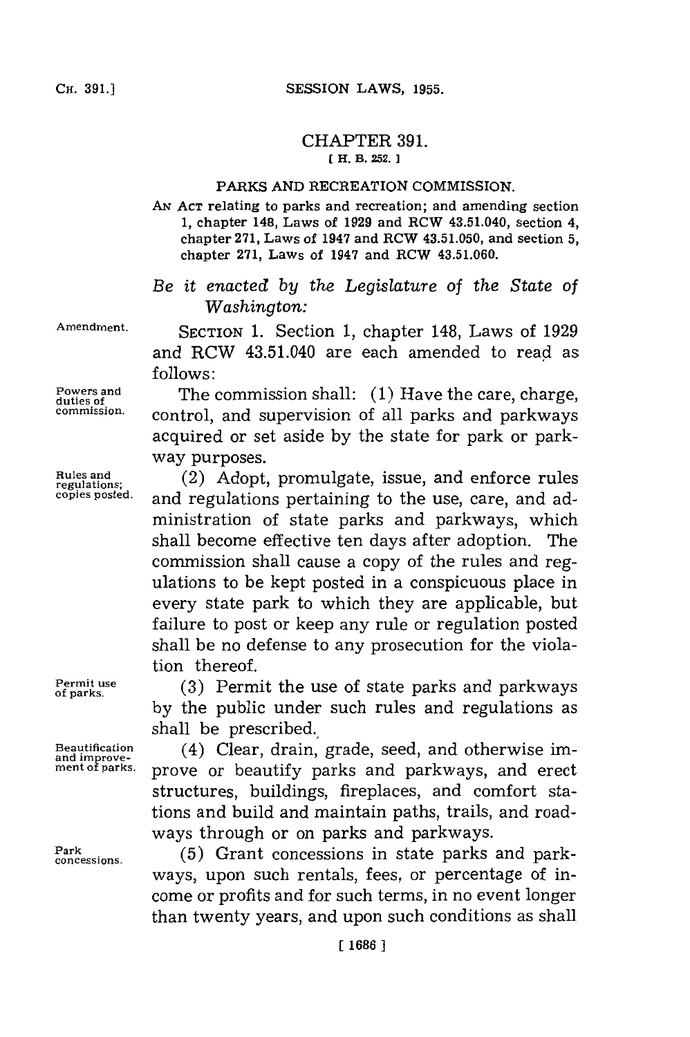# CHAPTER 391.

[ H. B. 252. ]

## PARKS AND RECREATION COMMISSION.

AN ACT relating to parks and recreation; and amending section 1, chapter 148, Laws of 1929 and RCW 43.51.040, section 4, chapter 271, Laws of 1947 and RCW 43.51.050, and section 5, chapter 271, Laws of 1947 and RCW 43.51.060.

*Be it enacted by the Legislature of the State of Washington:*

Amendment.

SECTION 1. Section 1, chapter 148, Laws of 1929 and RCW 43.51.040 are each amended to read as follows:

Powers and duties of commission.

The commission shall: (1) Have the care, charge, control, and supervision of all parks and parkways acquired or set aside by the state for park or parkway purposes.

Rules and regulations; copies posted.

(2) Adopt, promulgate, issue, and enforce rules and regulations pertaining to the use, care, and administration of state parks and parkways, which shall become effective ten days after adoption. The commission shall cause a copy of the rules and regulations to be kept posted in a conspicuous place in every state park to which they are applicable, but failure to post or keep any rule or regulation posted shall be no defense to any prosecution for the violation thereof.

Permit use of parks.

(3) Permit the use of state parks and parkways by the public under such rules and regulations as shall be prescribed.

Beautification and improvement of parks.

(4) Clear, drain, grade, seed, and otherwise improve or beautify parks and parkways, and erect structures, buildings, fireplaces, and comfort stations and build and maintain paths, trails, and roadways through or on parks and parkways.

Park concessions.

(5) Grant concessions in state parks and parkways, upon such rentals, fees, or percentage of income or profits and for such terms, in no event longer than twenty years, and upon such conditions as shall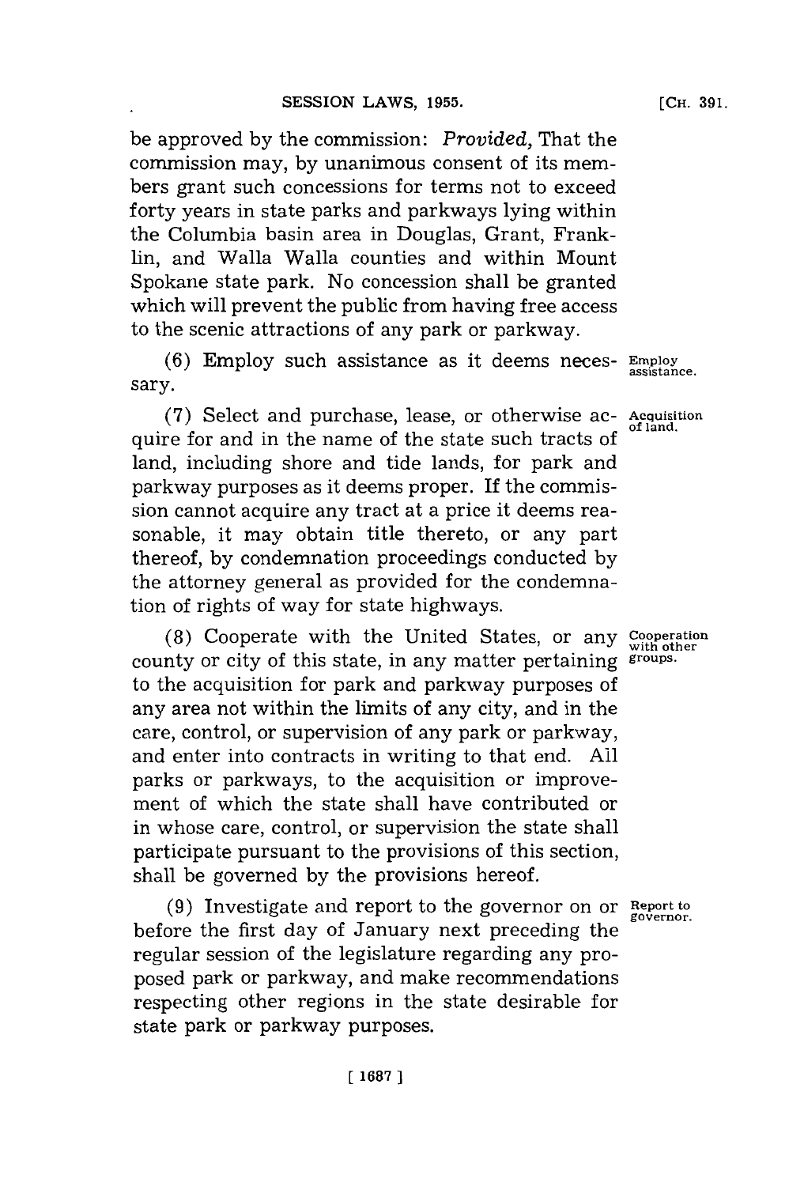be approved by the commission: *Provided,* That the commission may, by unanimous consent of its members grant such concessions for terms not to exceed forty years in state parks and parkways lying within the Columbia basin area in Douglas, Grant, Franklin, and Walla Walla counties and within Mount Spokane state park. No concession shall be granted which will prevent the public from having free access to the scenic attractions of any park or parkway.

(6) Employ such assistance as it deems necessary. Employ assistance.

(7) Select and purchase, lease, or otherwise acquire for and in the name of the state such tracts of land, including shore and tide lands, for park and parkway purposes as it deems proper. If the commission cannot acquire any tract at a price it deems reasonable, it may obtain title thereto, or any part thereof, by condemnation proceedings conducted by the attorney general as provided for the condemnation of rights of way for state highways. Acquisition of land.

(8) Cooperate with the United States, or any county or city of this state, in any matter pertaining to the acquisition for park and parkway purposes of any area not within the limits of any city, and in the care, control, or supervision of any park or parkway, and enter into contracts in writing to that end. All parks or parkways, to the acquisition or improvement of which the state shall have contributed or in whose care, control, or supervision the state shall participate pursuant to the provisions of this section, shall be governed by the provisions hereof. Cooperation with other groups.

(9) Investigate and report to the governor on or before the first day of January next preceding the regular session of the legislature regarding any proposed park or parkway, and make recommendations respecting other regions in the state desirable for state park or parkway purposes. Report to governor.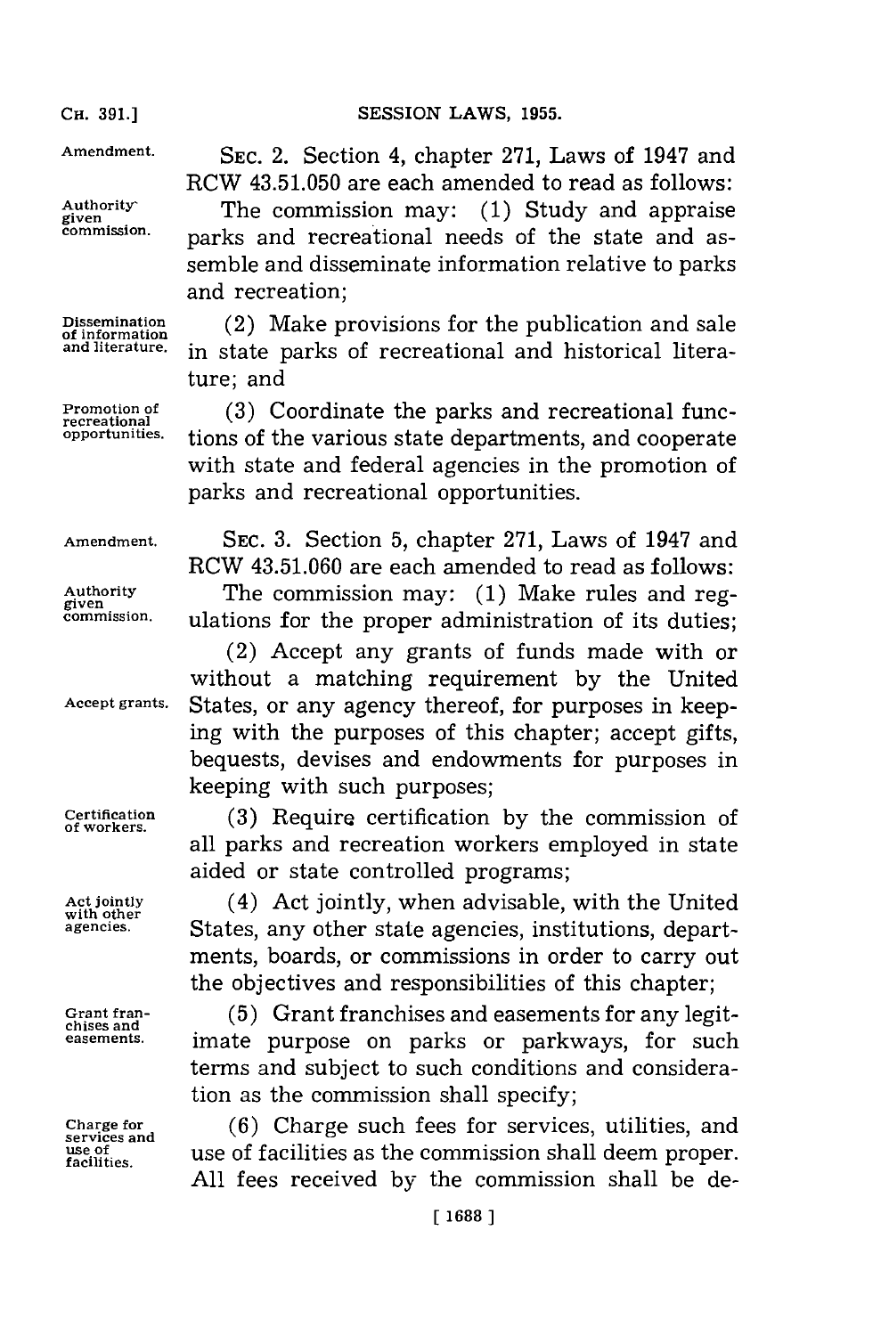Amendment. SEC. 2. Section 4, chapter 271, Laws of 1947 and RCW 43.51.050 are each amended to read as follows:

Authority given commission. The commission may: (1) Study and appraise parks and recreational needs of the state and assemble and disseminate information relative to parks and recreation;

Dissemination of information and literature. (2) Make provisions for the publication and sale in state parks of recreational and historical literature; and

Promotion of recreational opportunities. (3) Coordinate the parks and recreational functions of the various state departments, and cooperate with state and federal agencies in the promotion of parks and recreational opportunities.

Amendment. SEC. 3. Section 5, chapter 271, Laws of 1947 and RCW 43.51.060 are each amended to read as follows:

Authority given commission. The commission may: (1) Make rules and regulations for the proper administration of its duties;

Accept grants. (2) Accept any grants of funds made with or without a matching requirement by the United States, or any agency thereof, for purposes in keeping with the purposes of this chapter; accept gifts, bequests, devises and endowments for purposes in keeping with such purposes;

Certification of workers. (3) Require certification by the commission of all parks and recreation workers employed in state aided or state controlled programs;

Act jointly with other agencies. (4) Act jointly, when advisable, with the United States, any other state agencies, institutions, departments, boards, or commissions in order to carry out the objectives and responsibilities of this chapter;

Grant franchises and easements. (5) Grant franchises and easements for any legitimate purpose on parks or parkways, for such terms and subject to such conditions and consideration as the commission shall specify;

Charge for services and use of facilities. (6) Charge such fees for services, utilities, and use of facilities as the commission shall deem proper. All fees received by the commission shall be de-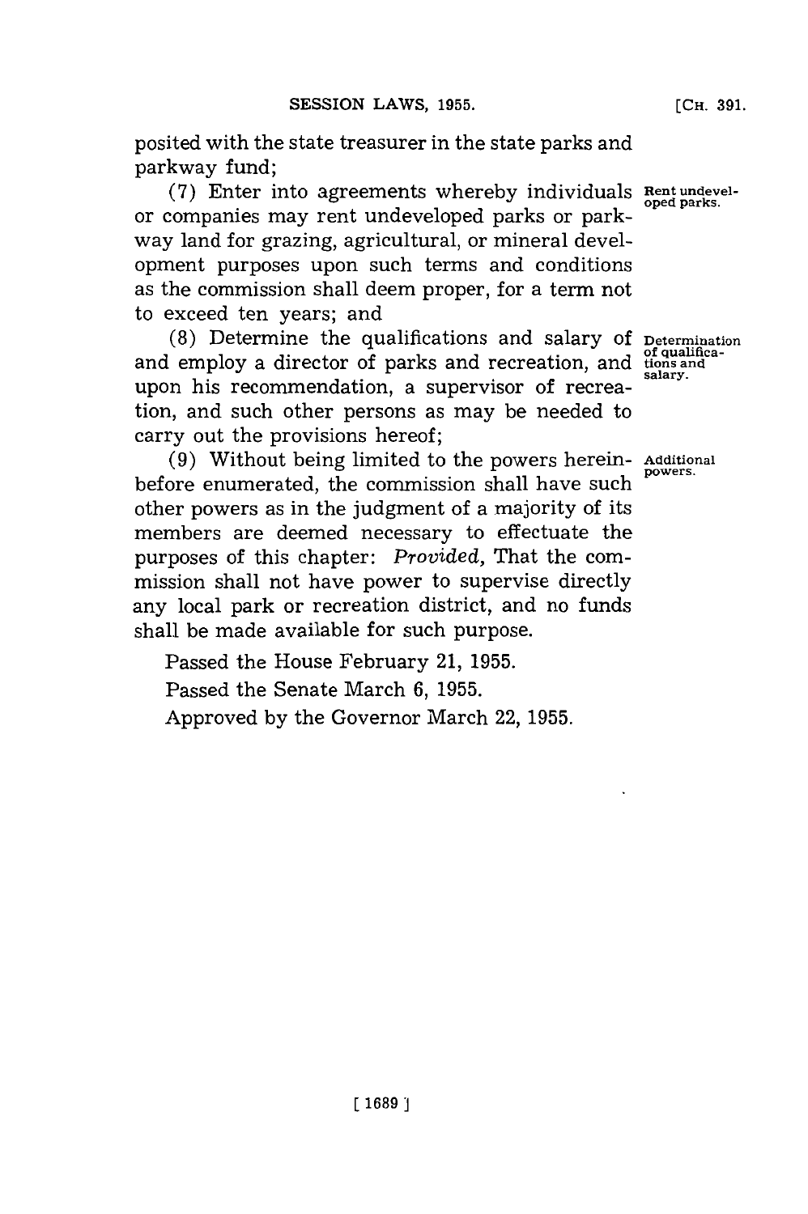posited with the state treasurer in the state parks and parkway fund;

(7) Enter into agreements whereby individuals or companies may rent undeveloped parks or parkway land for grazing, agricultural, or mineral development purposes upon such terms and conditions as the commission shall deem proper, for a term not to exceed ten years; and

Rent undeveloped parks.

(8) Determine the qualifications and salary of and employ a director of parks and recreation, and upon his recommendation, a supervisor of recreation, and such other persons as may be needed to carry out the provisions hereof;

Determination of qualifications and salary.

(9) Without being limited to the powers hereinbefore enumerated, the commission shall have such other powers as in the judgment of a majority of its members are deemed necessary to effectuate the purposes of this chapter: *Provided,* That the commission shall not have power to supervise directly any local park or recreation district, and no funds shall be made available for such purpose.

Additional powers.

Passed the House February 21, 1955.

Passed the Senate March 6, 1955.

Approved by the Governor March 22, 1955.